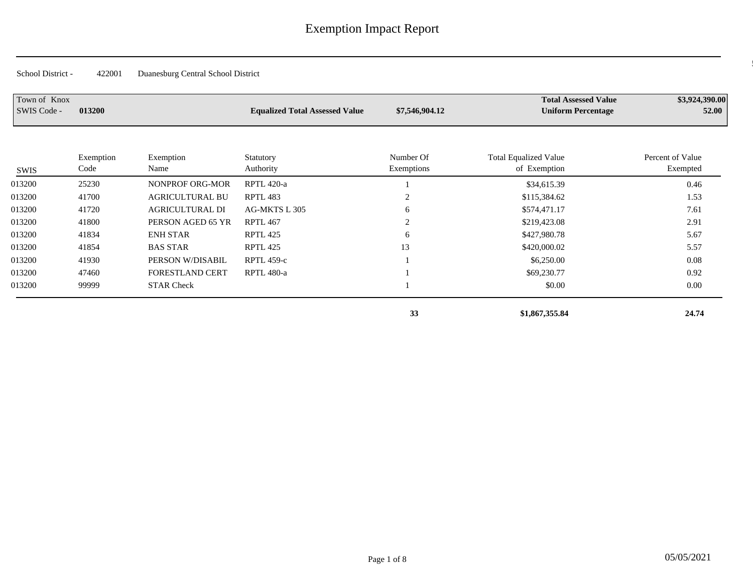# Exemption Impact Report

School District - 422001 Duanesburg Central School District

| Town of Knox | | | |
|---|---|---|---|
| SWIS Code - **013200** | **Equalized Total Assessed Value** **$7,546,904.12** | **Total Assessed Value** | **$3,924,390.00** |
| | | **Uniform Percentage** | **52.00** |

| SWIS | Exemption Code | Exemption Name | Statutory Authority | Number Of Exemptions | Total Equalized Value of Exemption | Percent of Value Exempted |
|---|---|---|---|---|---|---|
| 013200 | 25230 | NONPROF ORG-MOR | RPTL 420-a | 1 | $34,615.39 | 0.46 |
| 013200 | 41700 | AGRICULTURAL BU | RPTL 483 | 2 | $115,384.62 | 1.53 |
| 013200 | 41720 | AGRICULTURAL DI | AG-MKTS L 305 | 6 | $574,471.17 | 7.61 |
| 013200 | 41800 | PERSON AGED 65 YR | RPTL 467 | 2 | $219,423.08 | 2.91 |
| 013200 | 41834 | ENH STAR | RPTL 425 | 6 | $427,980.78 | 5.67 |
| 013200 | 41854 | BAS STAR | RPTL 425 | 13 | $420,000.02 | 5.57 |
| 013200 | 41930 | PERSON W/DISABIL | RPTL 459-c | 1 | $6,250.00 | 0.08 |
| 013200 | 47460 | FORESTLAND CERT | RPTL 480-a | 1 | $69,230.77 | 0.92 |
| 013200 | 99999 | STAR Check | | 1 | $0.00 | 0.00 |
| | | | | **33** | **$1,867,355.84** | **24.74** |

05/05/2021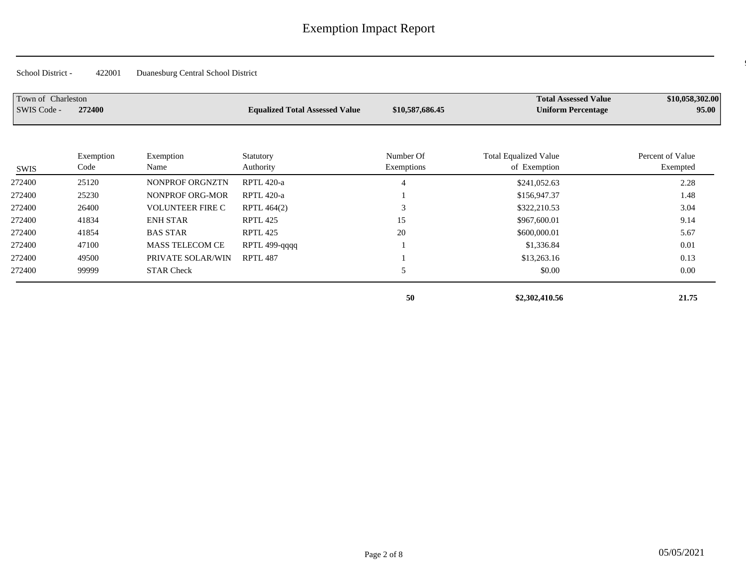# Exemption Impact Report

School District - 422001 Duanesburg Central School District

| Town of Charleston | | | | | |
|---|---|---|---|---|---|
| SWIS Code - **272400** | **Equalized Total Assessed Value** | **$10,587,686.45** | **Total Assessed Value** | **$10,058,302.00** |
| | | | **Uniform Percentage** | **95.00** |

| SWIS | Exemption Code | Exemption Name | Statutory Authority | Number Of Exemptions | Total Equalized Value of Exemption | Percent of Value Exempted |
|---|---|---|---|---|---|---|
| 272400 | 25120 | NONPROF ORGNZTN | RPTL 420-a | 4 | $241,052.63 | 2.28 |
| 272400 | 25230 | NONPROF ORG-MOR | RPTL 420-a | 1 | $156,947.37 | 1.48 |
| 272400 | 26400 | VOLUNTEER FIRE C | RPTL 464(2) | 3 | $322,210.53 | 3.04 |
| 272400 | 41834 | ENH STAR | RPTL 425 | 15 | $967,600.01 | 9.14 |
| 272400 | 41854 | BAS STAR | RPTL 425 | 20 | $600,000.01 | 5.67 |
| 272400 | 47100 | MASS TELECOM CE | RPTL 499-qqqq | 1 | $1,336.84 | 0.01 |
| 272400 | 49500 | PRIVATE SOLAR/WIN | RPTL 487 | 1 | $13,263.16 | 0.13 |
| 272400 | 99999 | STAR Check | | 5 | $0.00 | 0.00 |
| | | | | **50** | **$2,302,410.56** | **21.75** |

05/05/2021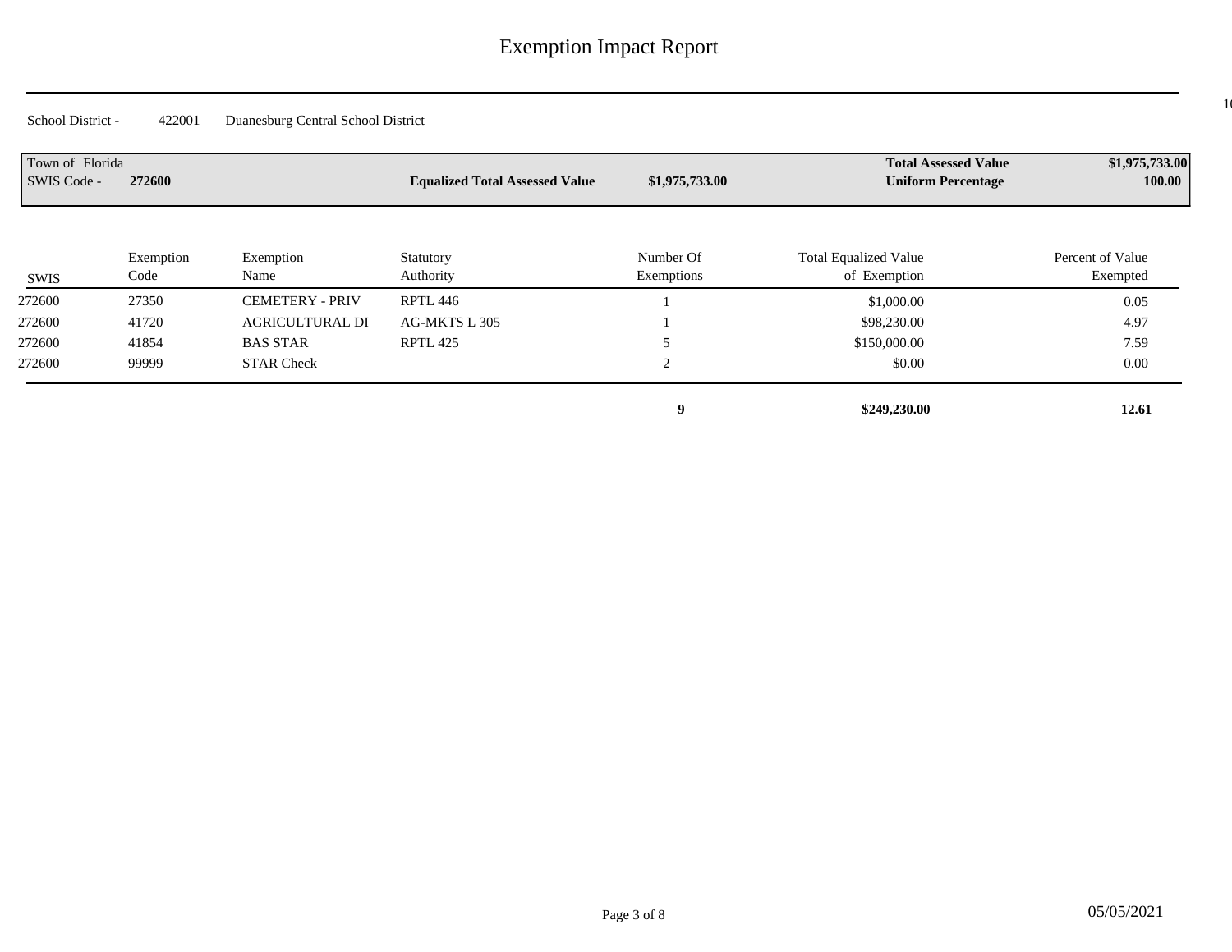# Exemption Impact Report

School District - 422001 Duanesburg Central School District

| Town of Florida | | | |
|---|---|---|---|
| SWIS Code - **272600** | **Equalized Total Assessed Value** **$1,975,733.00** | **Total Assessed Value** | **$1,975,733.00** |
| | | **Uniform Percentage** | **100.00** |

| SWIS | Exemption Code | Exemption Name | Statutory Authority | Number Of Exemptions | Total Equalized Value of Exemption | Percent of Value Exempted |
|---|---|---|---|---|---|---|
| 272600 | 27350 | CEMETERY - PRIV | RPTL 446 | 1 | $1,000.00 | 0.05 |
| 272600 | 41720 | AGRICULTURAL DI | AG-MKTS L 305 | 1 | $98,230.00 | 4.97 |
| 272600 | 41854 | BAS STAR | RPTL 425 | 5 | $150,000.00 | 7.59 |
| 272600 | 99999 | STAR Check | | 2 | $0.00 | 0.00 |
| | | | | **9** | **$249,230.00** | **12.61** |

05/05/2021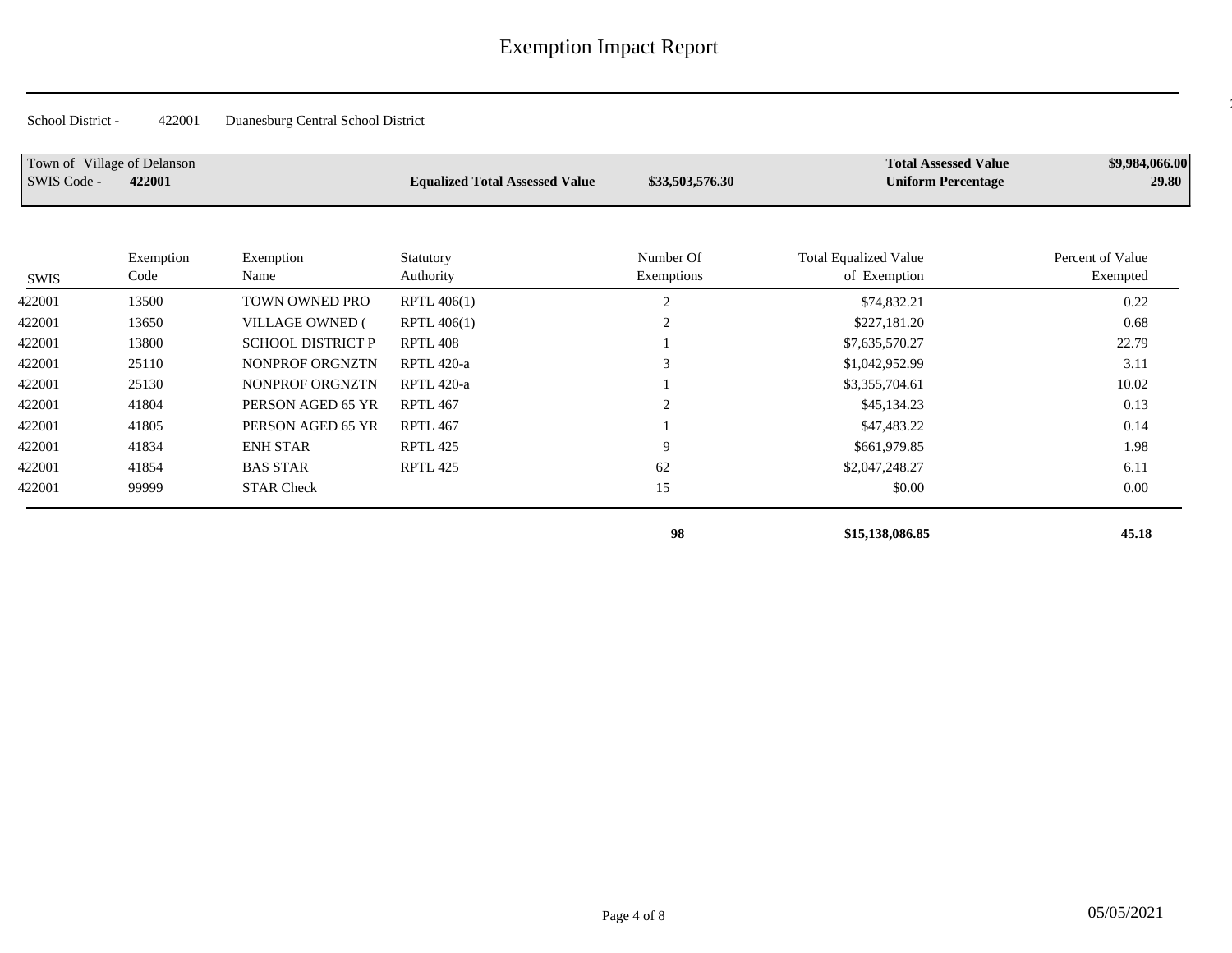# Exemption Impact Report

School District - 422001 Duanesburg Central School District

| Town of Village of Delanson | | | Total Assessed Value | $9,984,066.00 |
|---|---|---|---|---|
| SWIS Code - **422001** | **Equalized Total Assessed Value** | **$33,503,576.30** | **Uniform Percentage** | **29.80** |

| SWIS | Exemption Code | Exemption Name | Statutory Authority | Number Of Exemptions | Total Equalized Value of Exemption | Percent of Value Exempted |
|---|---|---|---|---|---|---|
| 422001 | 13500 | TOWN OWNED PRO | RPTL 406(1) | 2 | $74,832.21 | 0.22 |
| 422001 | 13650 | VILLAGE OWNED ( | RPTL 406(1) | 2 | $227,181.20 | 0.68 |
| 422001 | 13800 | SCHOOL DISTRICT P | RPTL 408 | 1 | $7,635,570.27 | 22.79 |
| 422001 | 25110 | NONPROF ORGNZTN | RPTL 420-a | 3 | $1,042,952.99 | 3.11 |
| 422001 | 25130 | NONPROF ORGNZTN | RPTL 420-a | 1 | $3,355,704.61 | 10.02 |
| 422001 | 41804 | PERSON AGED 65 YR | RPTL 467 | 2 | $45,134.23 | 0.13 |
| 422001 | 41805 | PERSON AGED 65 YR | RPTL 467 | 1 | $47,483.22 | 0.14 |
| 422001 | 41834 | ENH STAR | RPTL 425 | 9 | $661,979.85 | 1.98 |
| 422001 | 41854 | BAS STAR | RPTL 425 | 62 | $2,047,248.27 | 6.11 |
| 422001 | 99999 | STAR Check | | 15 | $0.00 | 0.00 |
| | | | | **98** | **$15,138,086.85** | **45.18** |

05/05/2021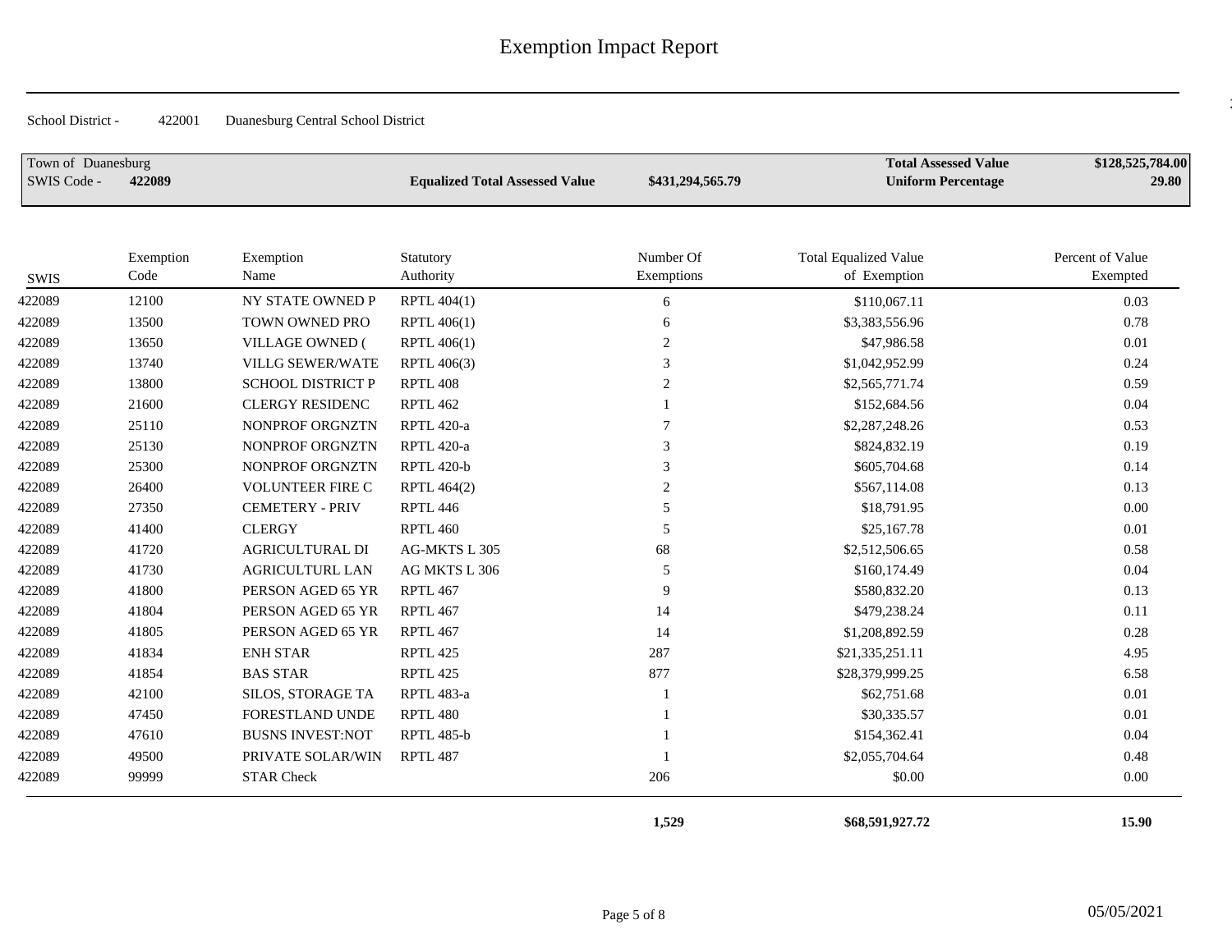# Exemption Impact Report

School District - 422001 Duanesburg Central School District

| Town of Duanesburg | | | | |
|---|---|---|---|---|
| SWIS Code - **422089** | **Equalized Total Assessed Value** | **$431,294,565.79** | **Total Assessed Value** | **$128,525,784.00** |
| | | | **Uniform Percentage** | **29.80** |

| SWIS | Exemption Code | Exemption Name | Statutory Authority | Number Of Exemptions | Total Equalized Value of Exemption | Percent of Value Exempted |
|---|---|---|---|---|---|---|
| 422089 | 12100 | NY STATE OWNED P | RPTL 404(1) | 6 | $110,067.11 | 0.03 |
| 422089 | 13500 | TOWN OWNED PRO | RPTL 406(1) | 6 | $3,383,556.96 | 0.78 |
| 422089 | 13650 | VILLAGE OWNED ( | RPTL 406(1) | 2 | $47,986.58 | 0.01 |
| 422089 | 13740 | VILLG SEWER/WATE | RPTL 406(3) | 3 | $1,042,952.99 | 0.24 |
| 422089 | 13800 | SCHOOL DISTRICT P | RPTL 408 | 2 | $2,565,771.74 | 0.59 |
| 422089 | 21600 | CLERGY RESIDENC | RPTL 462 | 1 | $152,684.56 | 0.04 |
| 422089 | 25110 | NONPROF ORGNZTN | RPTL 420-a | 7 | $2,287,248.26 | 0.53 |
| 422089 | 25130 | NONPROF ORGNZTN | RPTL 420-a | 3 | $824,832.19 | 0.19 |
| 422089 | 25300 | NONPROF ORGNZTN | RPTL 420-b | 3 | $605,704.68 | 0.14 |
| 422089 | 26400 | VOLUNTEER FIRE C | RPTL 464(2) | 2 | $567,114.08 | 0.13 |
| 422089 | 27350 | CEMETERY - PRIV | RPTL 446 | 5 | $18,791.95 | 0.00 |
| 422089 | 41400 | CLERGY | RPTL 460 | 5 | $25,167.78 | 0.01 |
| 422089 | 41720 | AGRICULTURAL DI | AG-MKTS L 305 | 68 | $2,512,506.65 | 0.58 |
| 422089 | 41730 | AGRICULTURL LAN | AG MKTS L 306 | 5 | $160,174.49 | 0.04 |
| 422089 | 41800 | PERSON AGED 65 YR | RPTL 467 | 9 | $580,832.20 | 0.13 |
| 422089 | 41804 | PERSON AGED 65 YR | RPTL 467 | 14 | $479,238.24 | 0.11 |
| 422089 | 41805 | PERSON AGED 65 YR | RPTL 467 | 14 | $1,208,892.59 | 0.28 |
| 422089 | 41834 | ENH STAR | RPTL 425 | 287 | $21,335,251.11 | 4.95 |
| 422089 | 41854 | BAS STAR | RPTL 425 | 877 | $28,379,999.25 | 6.58 |
| 422089 | 42100 | SILOS, STORAGE TA | RPTL 483-a | 1 | $62,751.68 | 0.01 |
| 422089 | 47450 | FORESTLAND UNDE | RPTL 480 | 1 | $30,335.57 | 0.01 |
| 422089 | 47610 | BUSNS INVEST:NOT | RPTL 485-b | 1 | $154,362.41 | 0.04 |
| 422089 | 49500 | PRIVATE SOLAR/WIN | RPTL 487 | 1 | $2,055,704.64 | 0.48 |
| 422089 | 99999 | STAR Check | | 206 | $0.00 | 0.00 |
| | | | | **1,529** | **$68,591,927.72** | **15.90** |

05/05/2021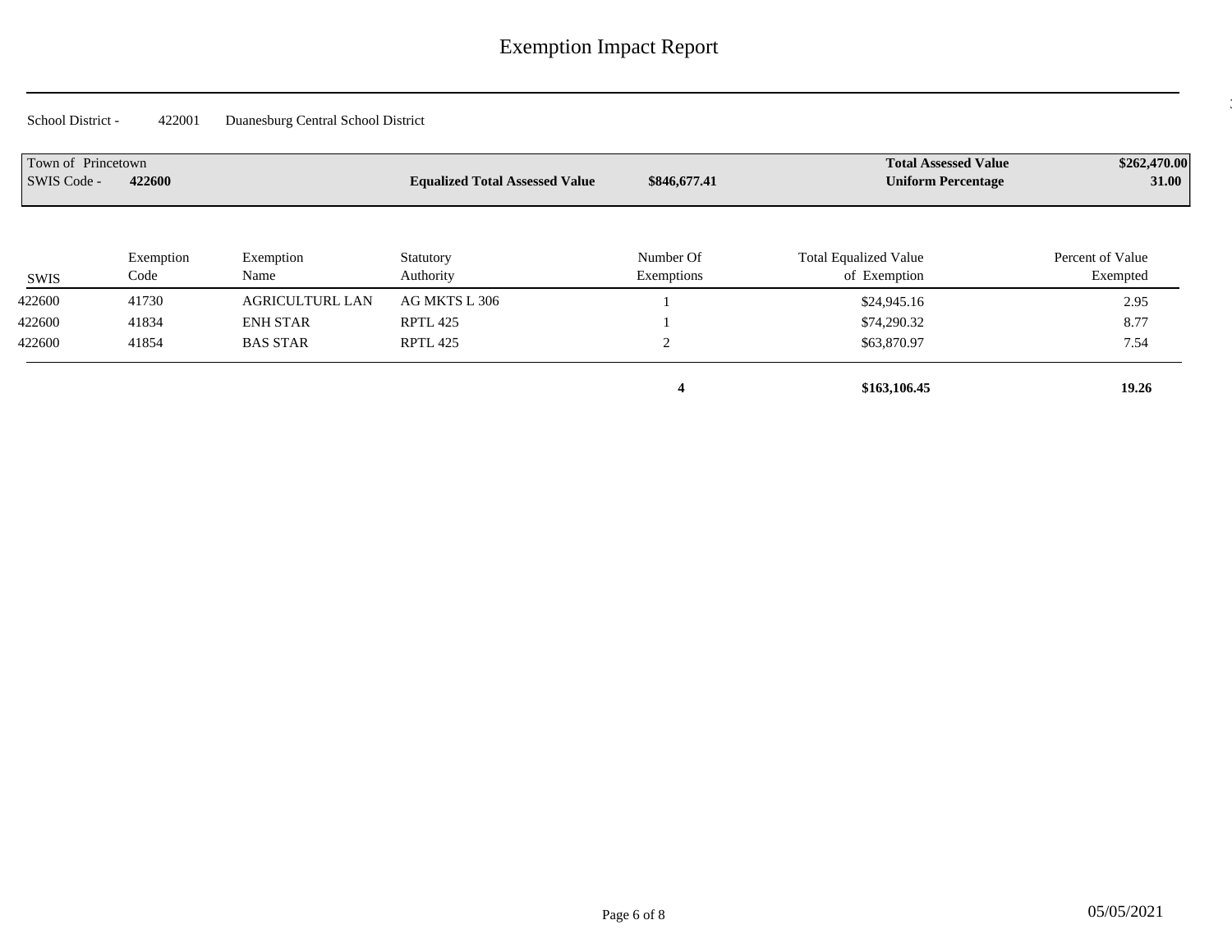# Exemption Impact Report

School District - 422001 Duanesburg Central School District

| | | | |
|---|---|---|---|
| Town of Princetown | | **Total Assessed Value** | **$262,470.00** |
| SWIS Code - **422600** | **Equalized Total Assessed Value** **$846,677.41** | **Uniform Percentage** | **31.00** |

| SWIS | Exemption Code | Exemption Name | Statutory Authority | Number Of Exemptions | Total Equalized Value of Exemption | Percent of Value Exempted |
|---|---|---|---|---|---|---|
| 422600 | 41730 | AGRICULTURL LAN | AG MKTS L 306 | 1 | $24,945.16 | 2.95 |
| 422600 | 41834 | ENH STAR | RPTL 425 | 1 | $74,290.32 | 8.77 |
| 422600 | 41854 | BAS STAR | RPTL 425 | 2 | $63,870.97 | 7.54 |
| | | | | **4** | **$163,106.45** | **19.26** |

05/05/2021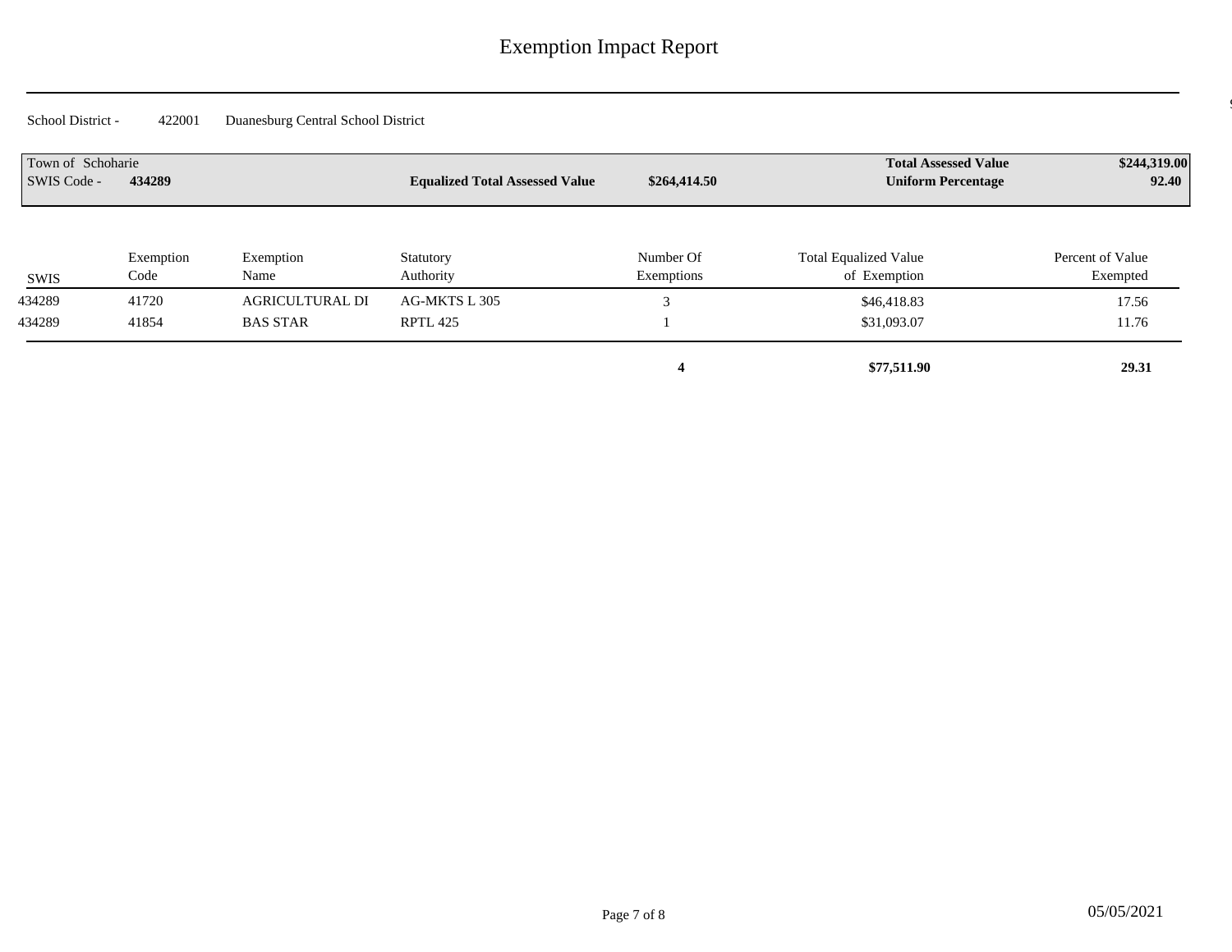# Exemption Impact Report

School District - 422001 Duanesburg Central School District

| Town of Schoharie | | | |
|---|---|---|---|
| SWIS Code - **434289** | **Equalized Total Assessed Value** **$264,414.50** | **Total Assessed Value** | **$244,319.00** |
| | | **Uniform Percentage** | **92.40** |

| SWIS | Exemption Code | Exemption Name | Statutory Authority | Number Of Exemptions | Total Equalized Value of Exemption | Percent of Value Exempted |
|---|---|---|---|---|---|---|
| 434289 | 41720 | AGRICULTURAL DI | AG-MKTS L 305 | 3 | $46,418.83 | 17.56 |
| 434289 | 41854 | BAS STAR | RPTL 425 | 1 | $31,093.07 | 11.76 |
| | | | | **4** | **$77,511.90** | **29.31** |

05/05/2021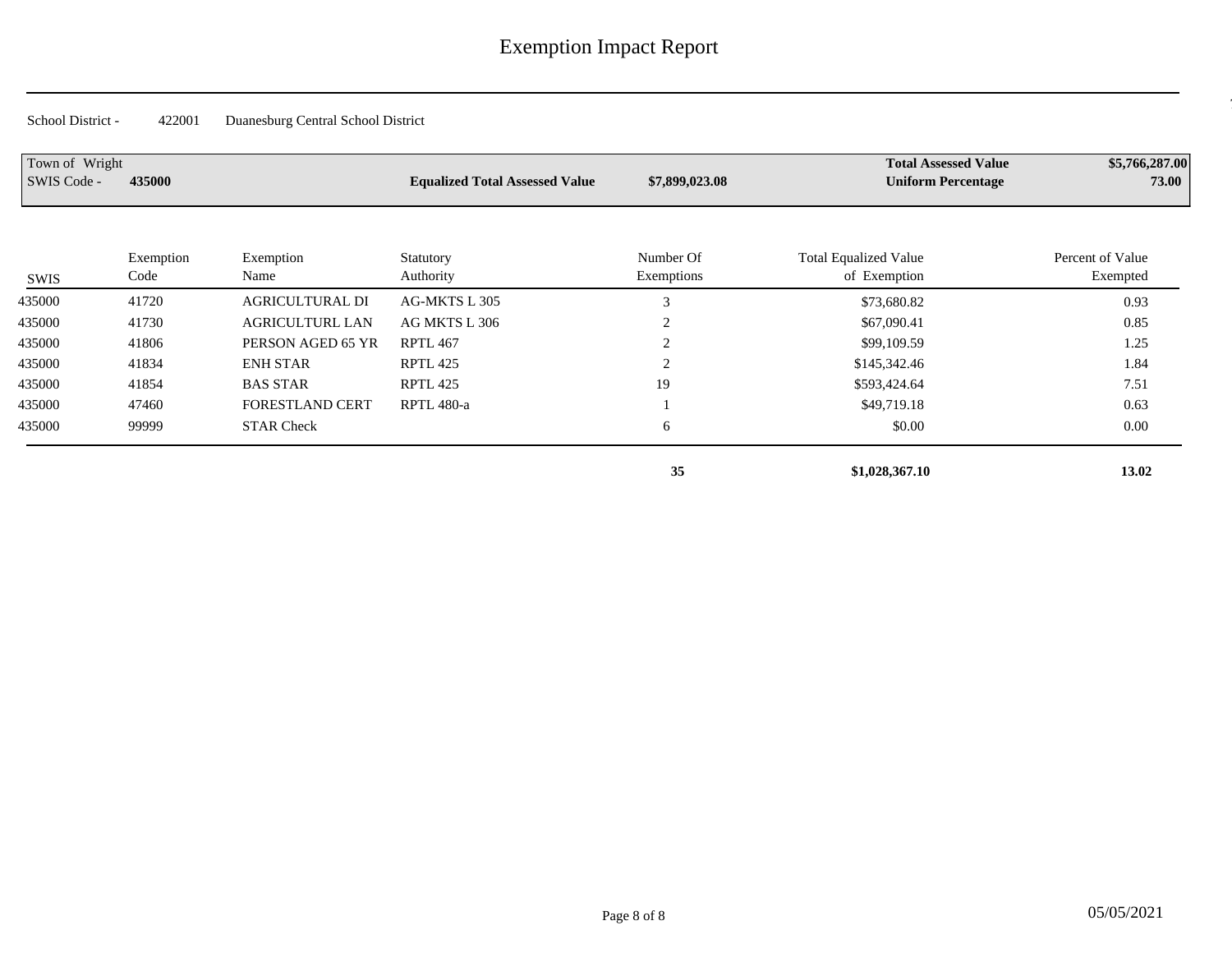# Exemption Impact Report

School District - 422001 Duanesburg Central School District

| | | | |
|---|---|---|---|
| Town of Wright | | **Total Assessed Value** | **$5,766,287.00** |
| SWIS Code - **435000** | **Equalized Total Assessed Value** **$7,899,023.08** | **Uniform Percentage** | **73.00** |

| SWIS | Exemption Code | Exemption Name | Statutory Authority | Number Of Exemptions | Total Equalized Value of Exemption | Percent of Value Exempted |
|---|---|---|---|---|---|---|
| 435000 | 41720 | AGRICULTURAL DI | AG-MKTS L 305 | 3 | $73,680.82 | 0.93 |
| 435000 | 41730 | AGRICULTURL LAN | AG MKTS L 306 | 2 | $67,090.41 | 0.85 |
| 435000 | 41806 | PERSON AGED 65 YR | RPTL 467 | 2 | $99,109.59 | 1.25 |
| 435000 | 41834 | ENH STAR | RPTL 425 | 2 | $145,342.46 | 1.84 |
| 435000 | 41854 | BAS STAR | RPTL 425 | 19 | $593,424.64 | 7.51 |
| 435000 | 47460 | FORESTLAND CERT | RPTL 480-a | 1 | $49,719.18 | 0.63 |
| 435000 | 99999 | STAR Check | | 6 | $0.00 | 0.00 |
| | | | | **35** | **$1,028,367.10** | **13.02** |

05/05/2021